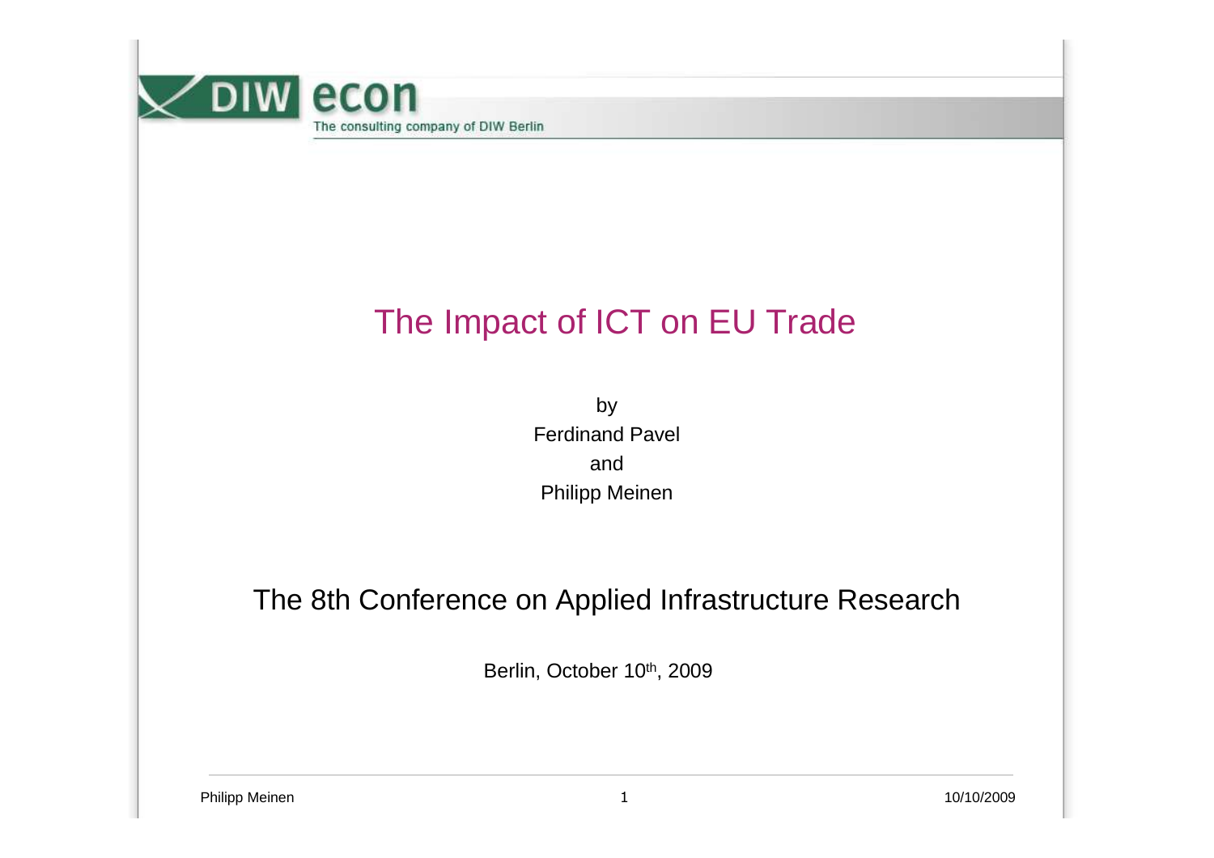DIW econ
The consulting company of DIW Berlin

# The Impact of ICT on EU Trade

by

Ferdinand Pavel

and

Philipp Meinen

## The 8th Conference on Applied Infrastructure Research

Berlin, October 10th, 2009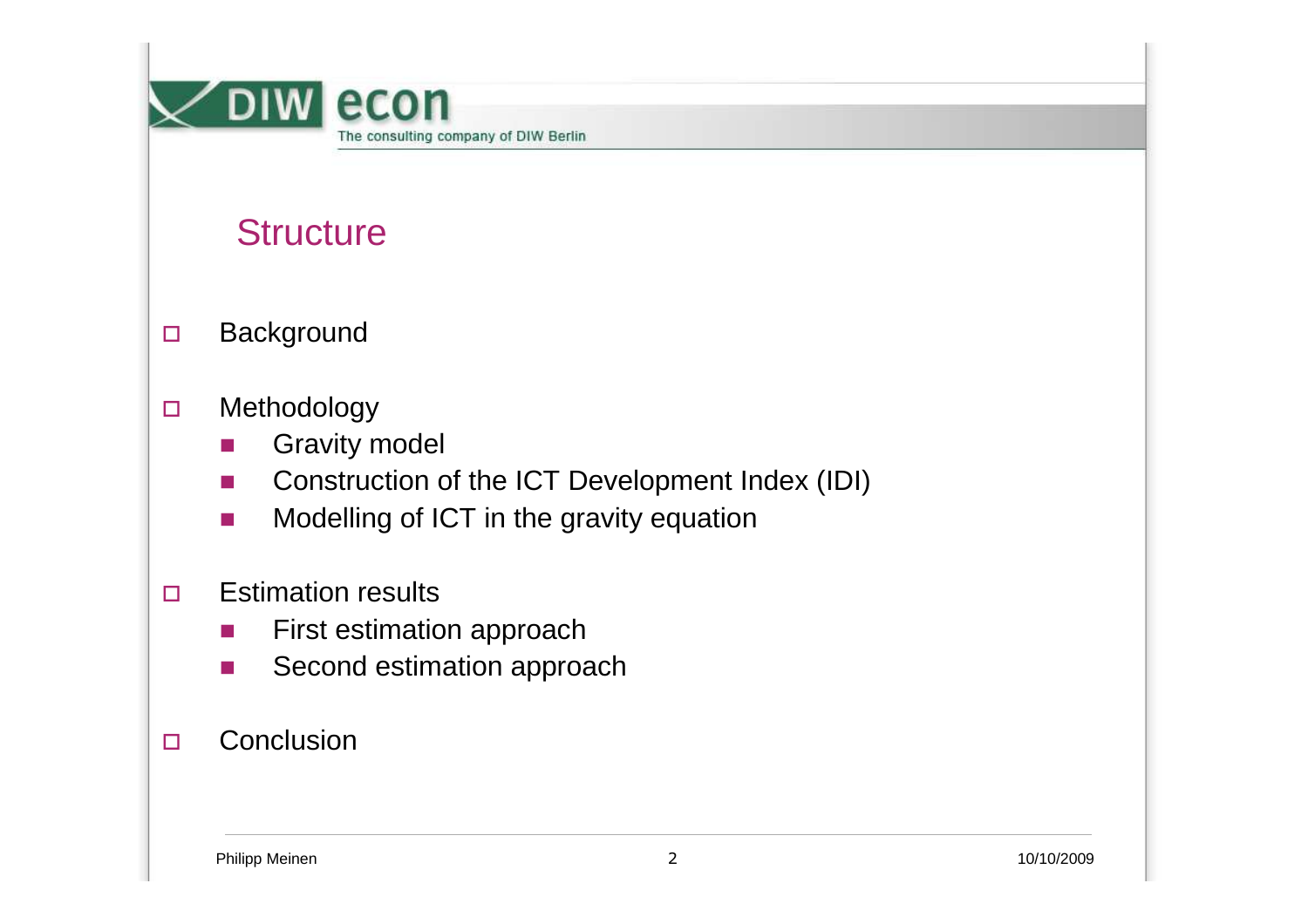## Structure

- Background
- Methodology
  - Gravity model
  - Construction of the ICT Development Index (IDI)
  - Modelling of ICT in the gravity equation
- Estimation results
  - First estimation approach
  - Second estimation approach
- Conclusion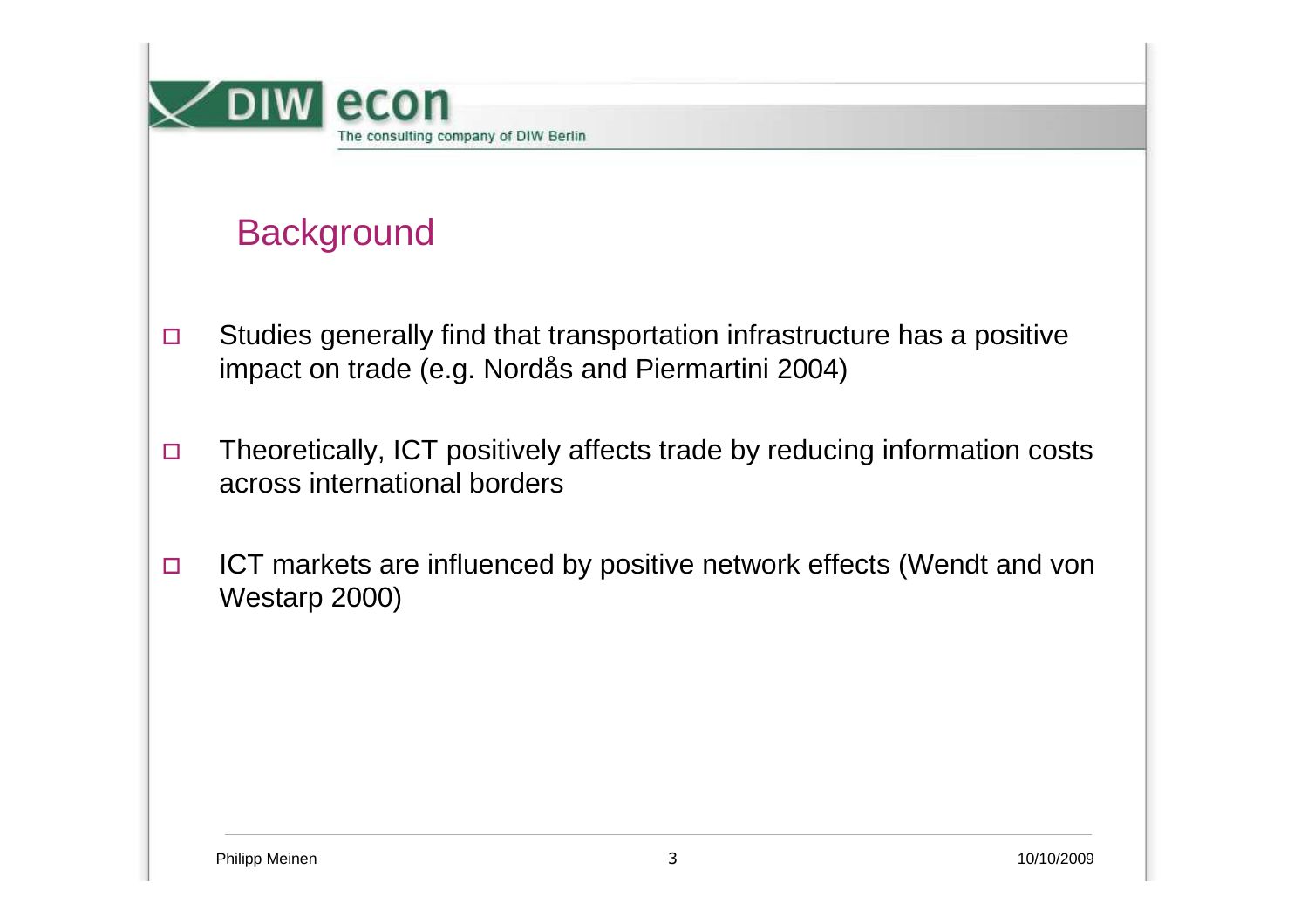## Background

- Studies generally find that transportation infrastructure has a positive impact on trade (e.g. Nordås and Piermartini 2004)
- Theoretically, ICT positively affects trade by reducing information costs across international borders
- ICT markets are influenced by positive network effects (Wendt and von Westarp 2000)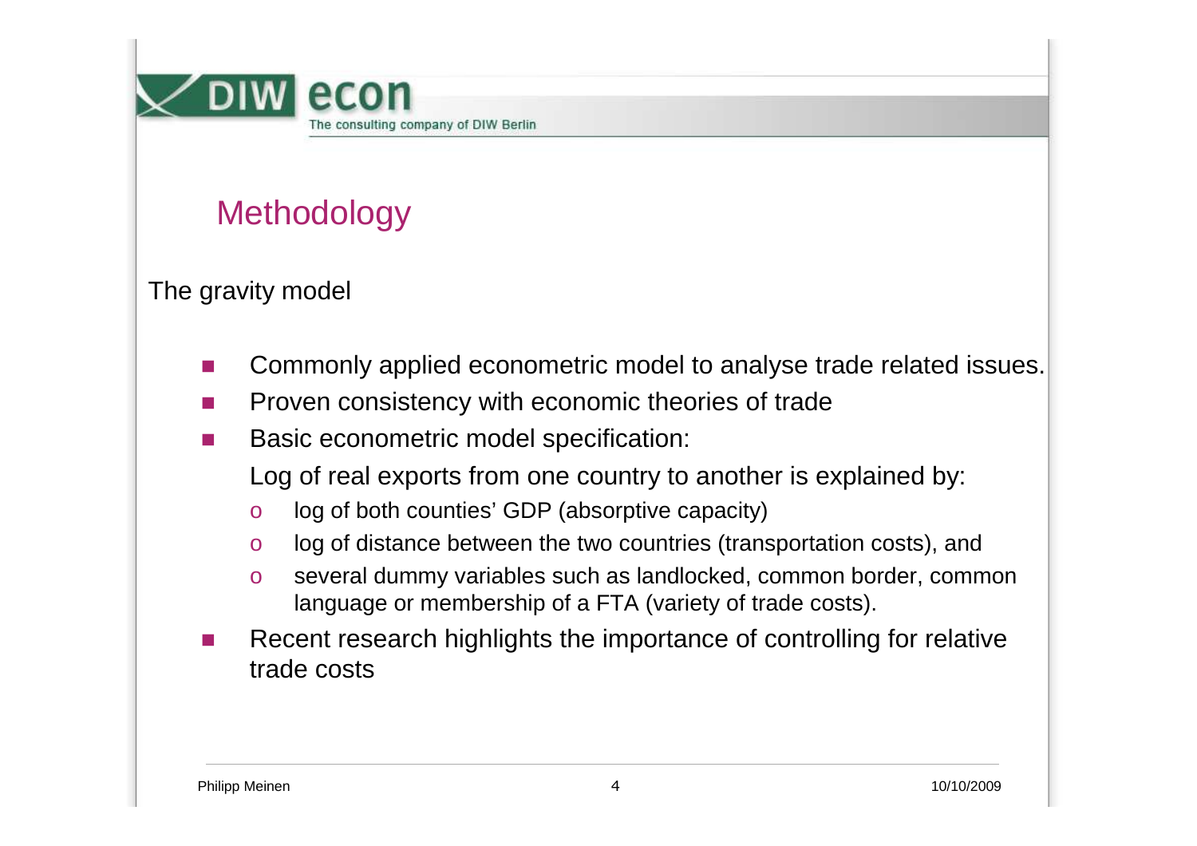# Methodology

The gravity model

- Commonly applied econometric model to analyse trade related issues.
- Proven consistency with economic theories of trade
- Basic econometric model specification:

  Log of real exports from one country to another is explained by:

  - log of both counties' GDP (absorptive capacity)
  - log of distance between the two countries (transportation costs), and
  - several dummy variables such as landlocked, common border, common language or membership of a FTA (variety of trade costs).
- Recent research highlights the importance of controlling for relative trade costs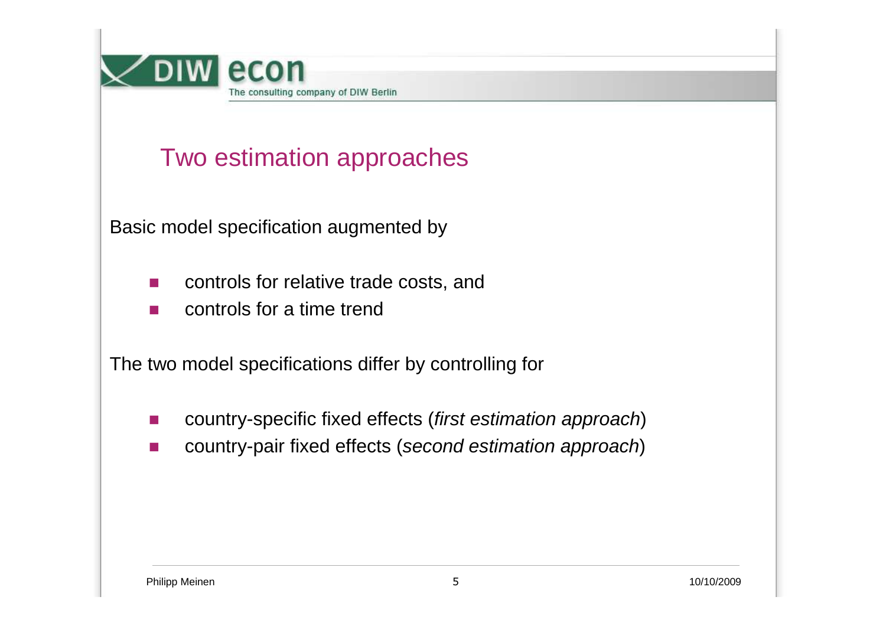## Two estimation approaches

Basic model specification augmented by

- controls for relative trade costs, and
- controls for a time trend

The two model specifications differ by controlling for

- country-specific fixed effects (*first estimation approach*)
- country-pair fixed effects (*second estimation approach*)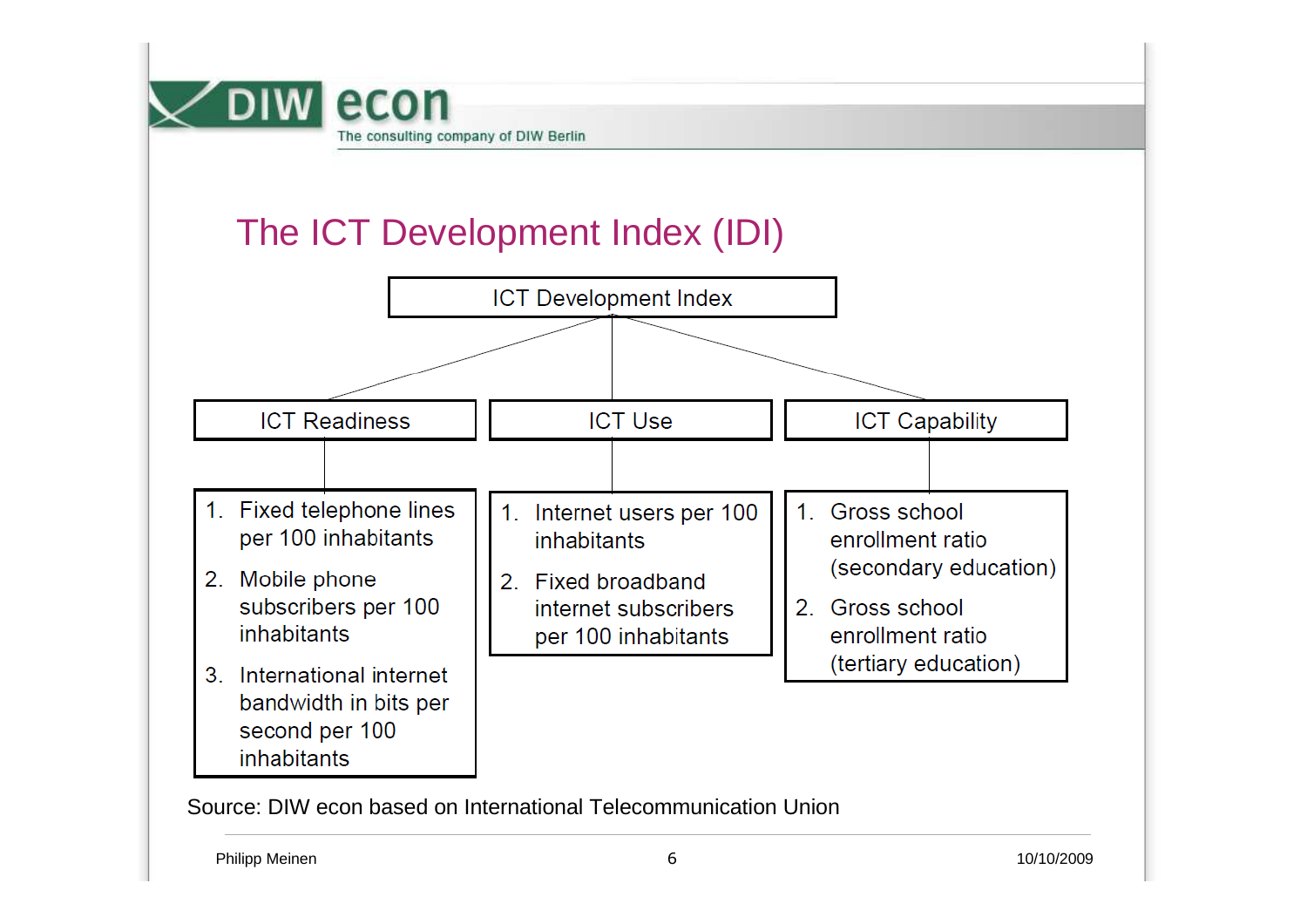# The ICT Development Index (IDI)

**ICT Development Index**

- **ICT Readiness**
  1. Fixed telephone lines per 100 inhabitants
  2. Mobile phone subscribers per 100 inhabitants
  3. International internet bandwidth in bits per second per 100 inhabitants
- **ICT Use**
  1. Internet users per 100 inhabitants
  2. Fixed broadband internet subscribers per 100 inhabitants
- **ICT Capability**
  1. Gross school enrollment ratio (secondary education)
  2. Gross school enrollment ratio (tertiary education)

Source: DIW econ based on International Telecommunication Union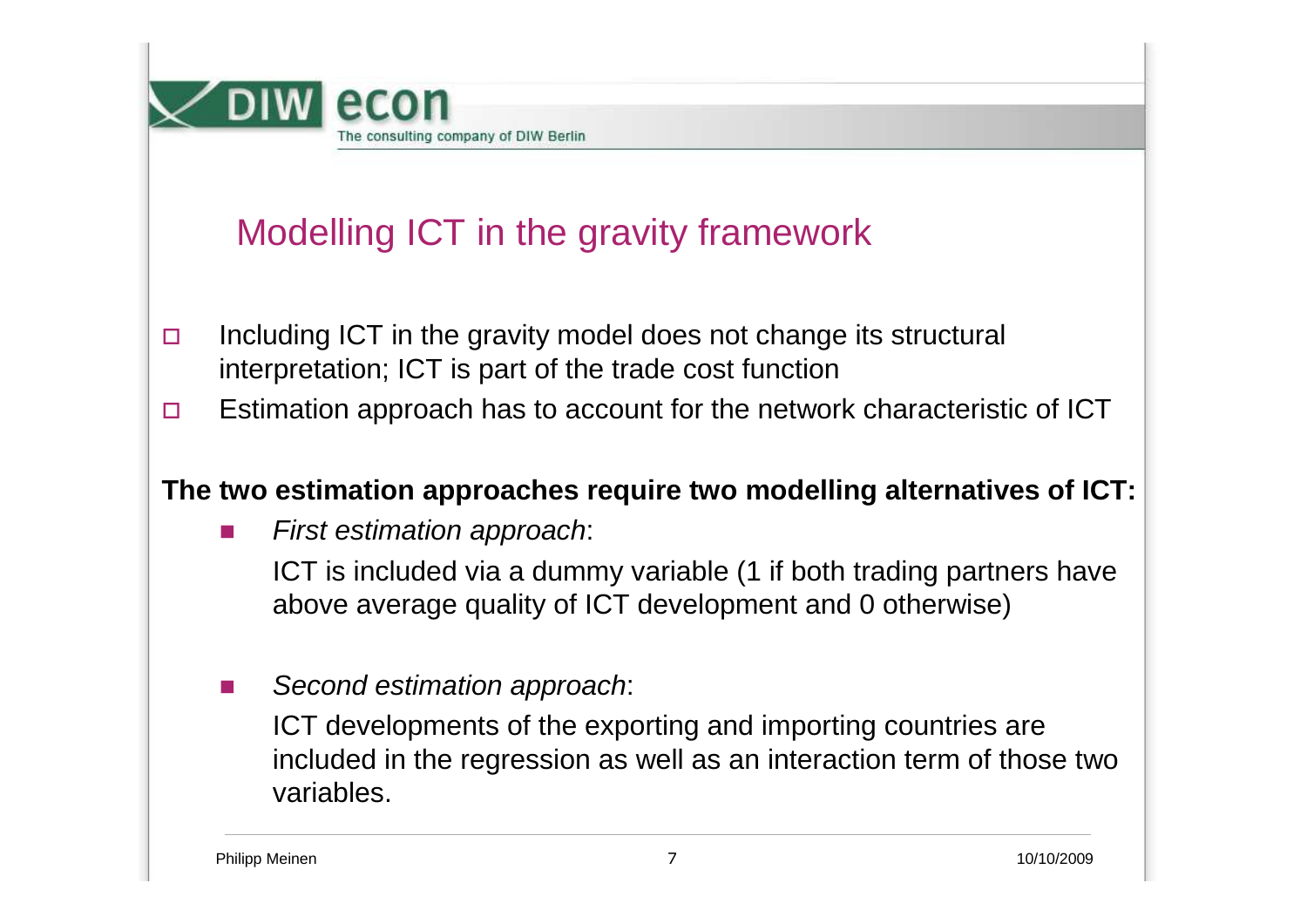# Modelling ICT in the gravity framework

- Including ICT in the gravity model does not change its structural interpretation; ICT is part of the trade cost function
- Estimation approach has to account for the network characteristic of ICT

**The two estimation approaches require two modelling alternatives of ICT:**

- *First estimation approach*:

  ICT is included via a dummy variable (1 if both trading partners have above average quality of ICT development and 0 otherwise)

- *Second estimation approach*:

  ICT developments of the exporting and importing countries are included in the regression as well as an interaction term of those two variables.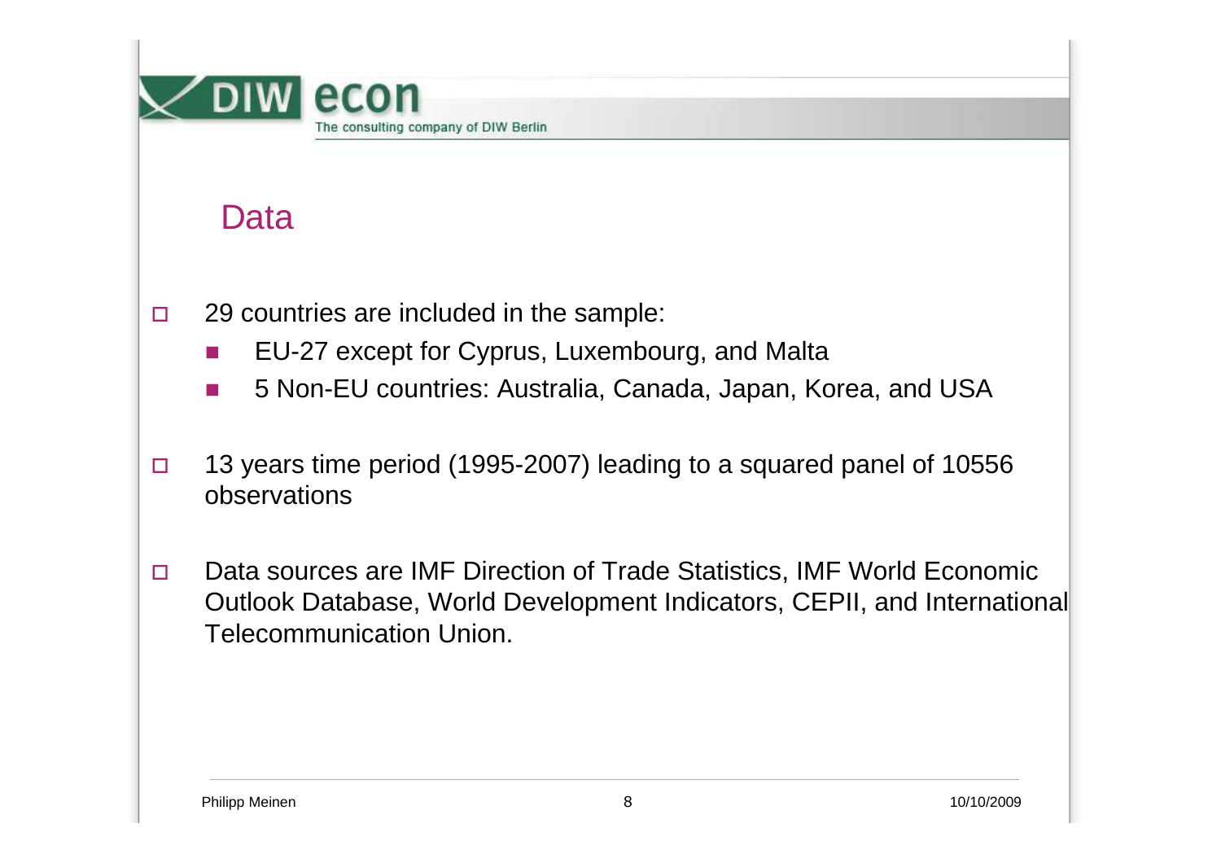## Data

- 29 countries are included in the sample:
  - EU-27 except for Cyprus, Luxembourg, and Malta
  - 5 Non-EU countries: Australia, Canada, Japan, Korea, and USA
- 13 years time period (1995-2007) leading to a squared panel of 10556 observations
- Data sources are IMF Direction of Trade Statistics, IMF World Economic Outlook Database, World Development Indicators, CEPII, and International Telecommunication Union.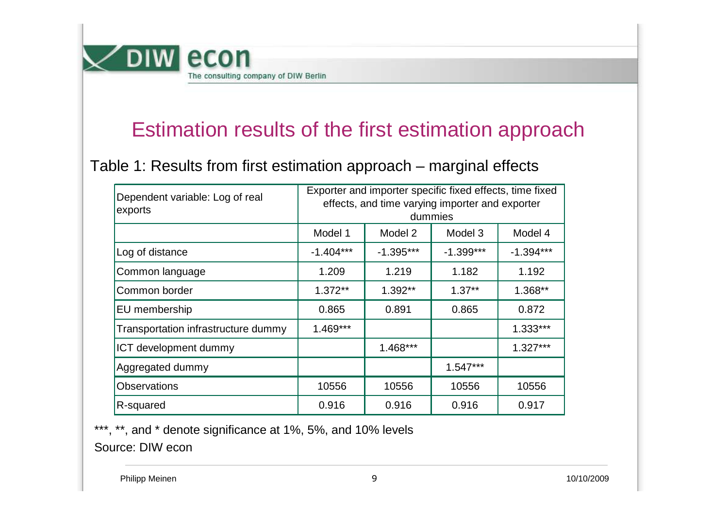# Estimation results of the first estimation approach

Table 1: Results from first estimation approach – marginal effects

| Dependent variable: Log of real exports | Exporter and importer specific fixed effects, time fixed effects, and time varying importer and exporter dummies | | | |
|---|---|---|---|---|
| | Model 1 | Model 2 | Model 3 | Model 4 |
| Log of distance | -1.404*** | -1.395*** | -1.399*** | -1.394*** |
| Common language | 1.209 | 1.219 | 1.182 | 1.192 |
| Common border | 1.372** | 1.392** | 1.37** | 1.368** |
| EU membership | 0.865 | 0.891 | 0.865 | 0.872 |
| Transportation infrastructure dummy | 1.469*** | | | 1.333*** |
| ICT development dummy | | 1.468*** | | 1.327*** |
| Aggregated dummy | | | 1.547*** | |
| Observations | 10556 | 10556 | 10556 | 10556 |
| R-squared | 0.916 | 0.916 | 0.916 | 0.917 |

***, **, and * denote significance at 1%, 5%, and 10% levels

Source: DIW econ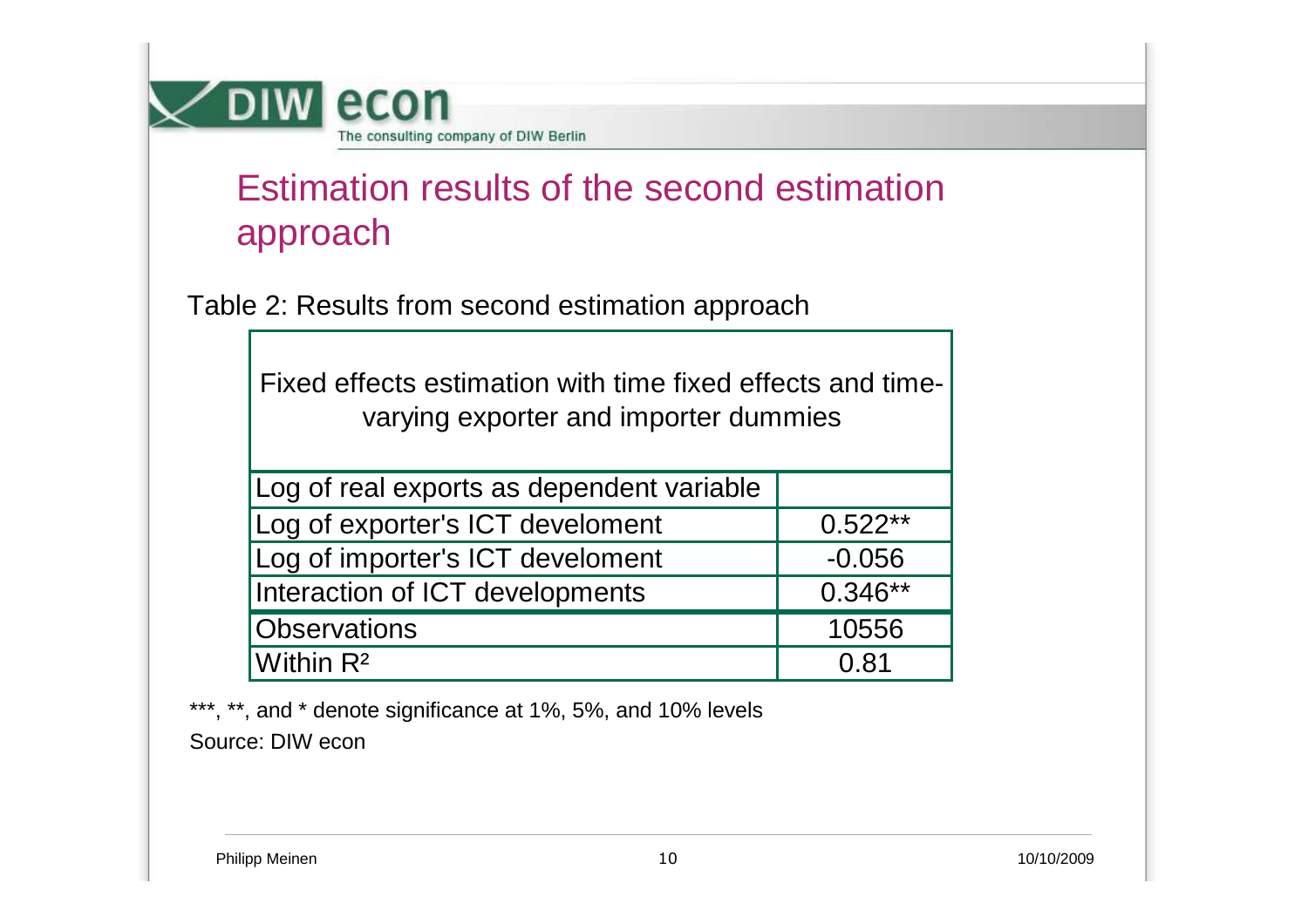# Estimation results of the second estimation approach

Table 2: Results from second estimation approach

| Fixed effects estimation with time fixed effects and time-varying exporter and importer dummies | |
|---|---|
| Log of real exports as dependent variable | |
| Log of exporter's ICT develoment | 0.522** |
| Log of importer's ICT develoment | -0.056 |
| Interaction of ICT developments | 0.346** |
| Observations | 10556 |
| Within $R^2$ | 0.81 |

***, **, and * denote significance at 1%, 5%, and 10% levels

Source: DIW econ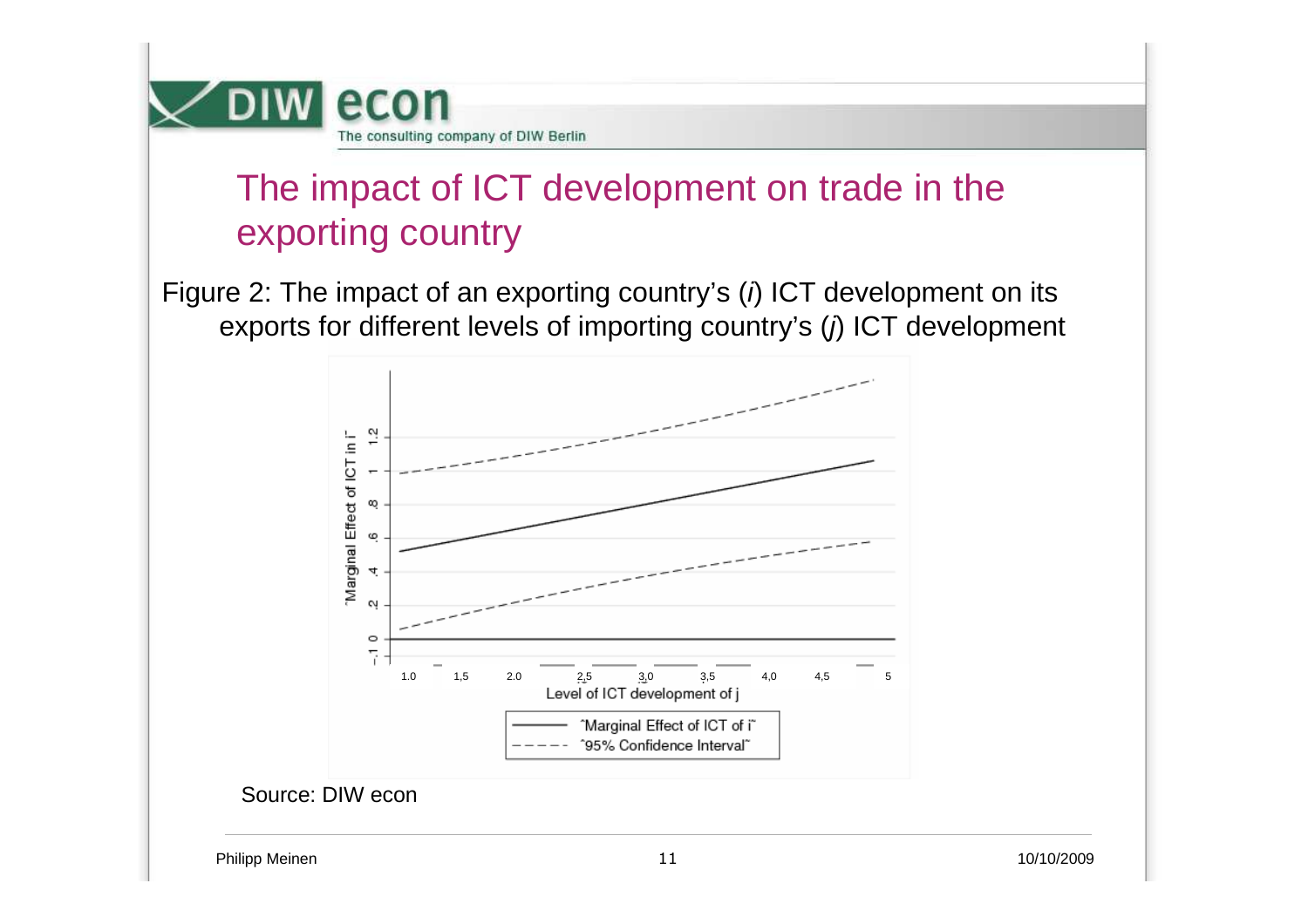# The impact of ICT development on trade in the exporting country

Figure 2: The impact of an exporting country's (*i*) ICT development on its exports for different levels of importing country's (*j*) ICT development

Source: DIW econ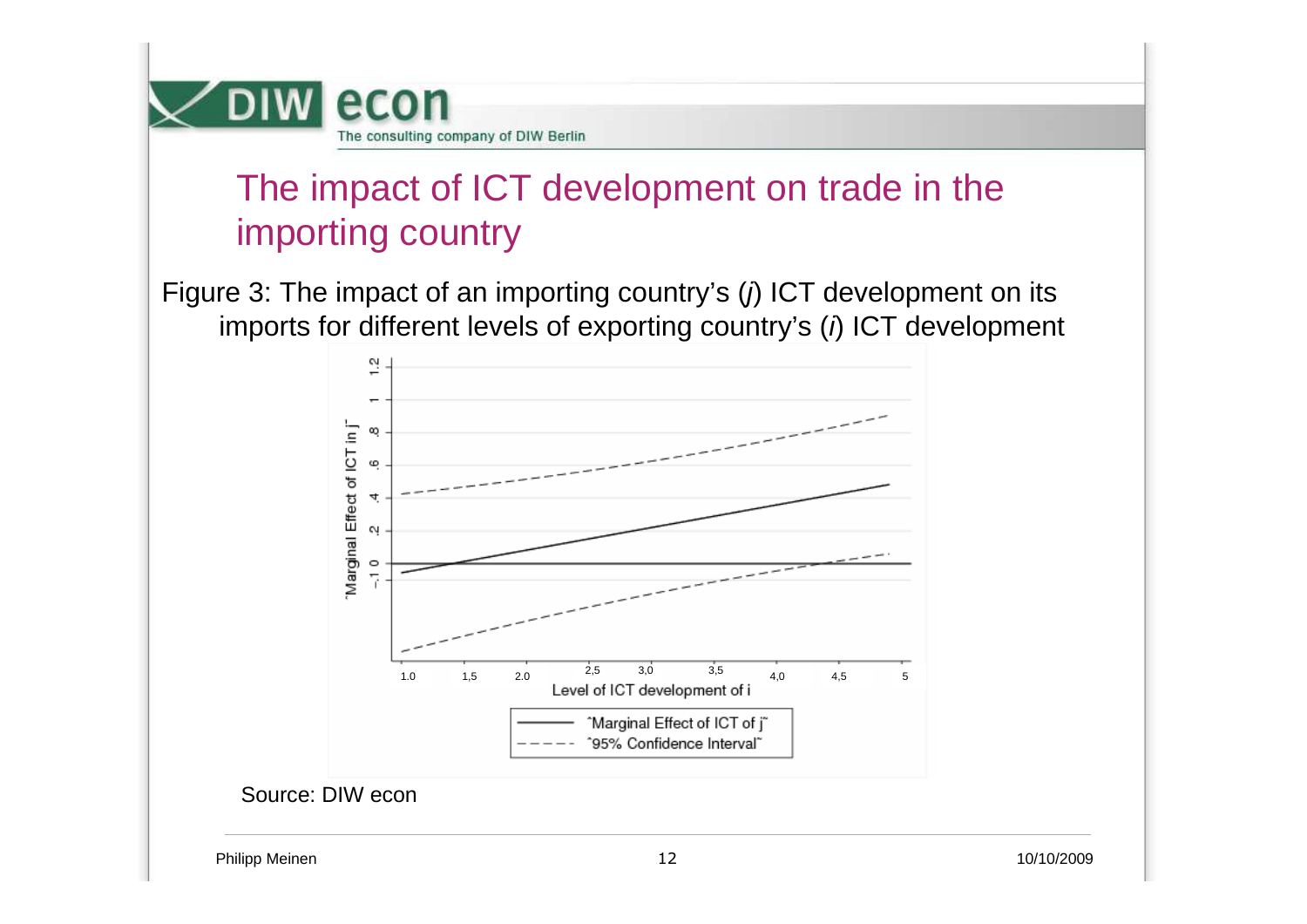# The impact of ICT development on trade in the importing country

Figure 3: The impact of an importing country's (*j*) ICT development on its imports for different levels of exporting country's (*i*) ICT development

Source: DIW econ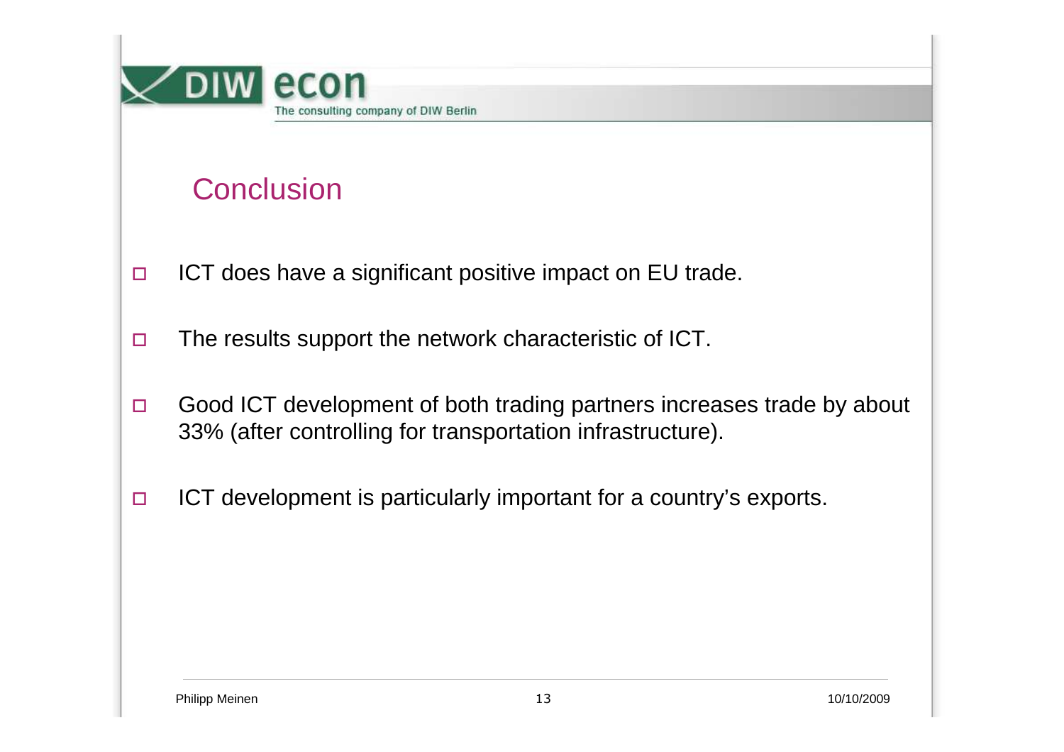## Conclusion

- ICT does have a significant positive impact on EU trade.
- The results support the network characteristic of ICT.
- Good ICT development of both trading partners increases trade by about 33% (after controlling for transportation infrastructure).
- ICT development is particularly important for a country's exports.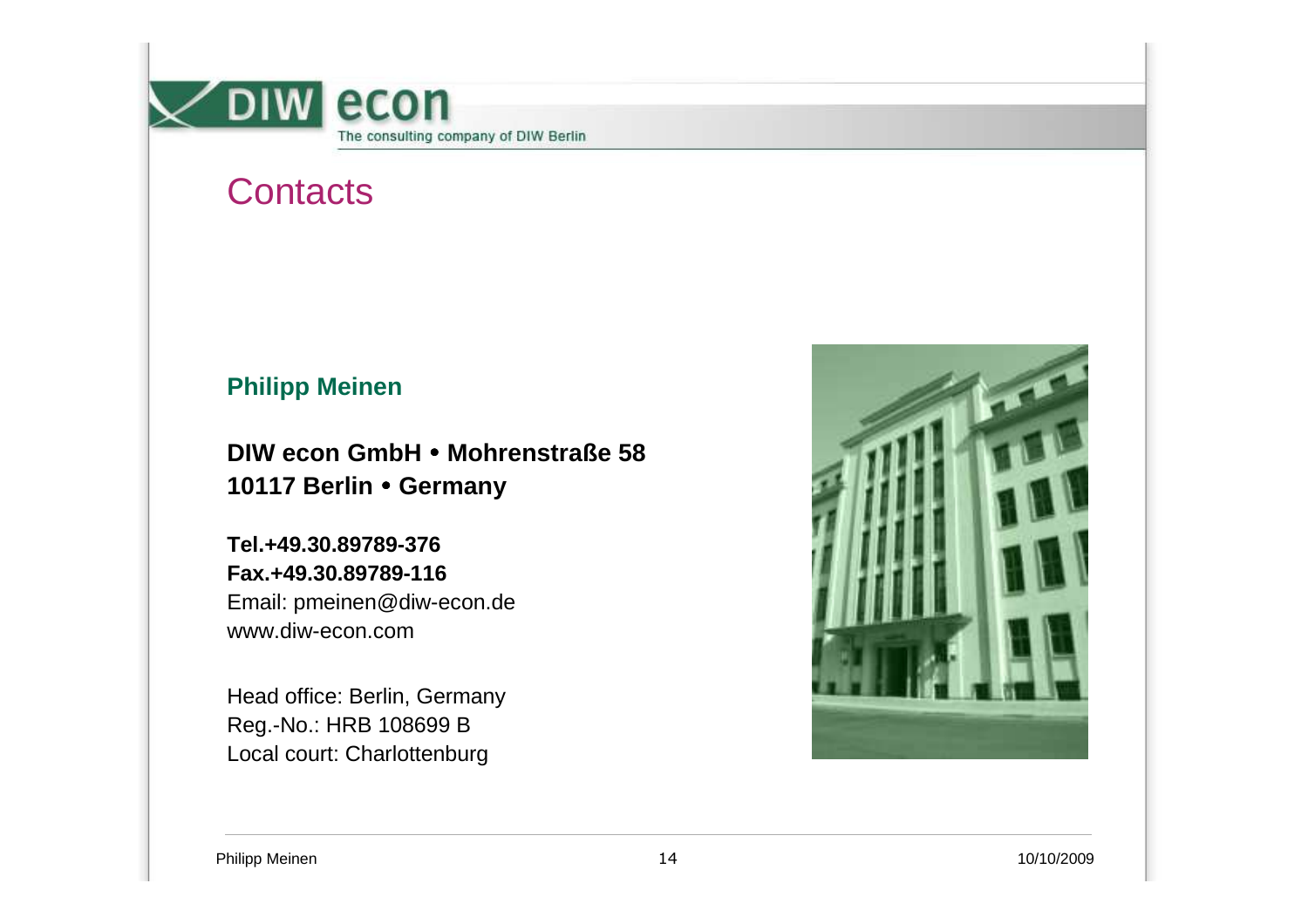DIW econ

The consulting company of DIW Berlin

# Contacts

**Philipp Meinen**

**DIW econ GmbH • Mohrenstraße 58**
**10117 Berlin • Germany**

**Tel.+49.30.89789-376**
**Fax.+49.30.89789-116**
Email: pmeinen@diw-econ.de
www.diw-econ.com

Head office: Berlin, Germany
Reg.-No.: HRB 108699 B
Local court: Charlottenburg